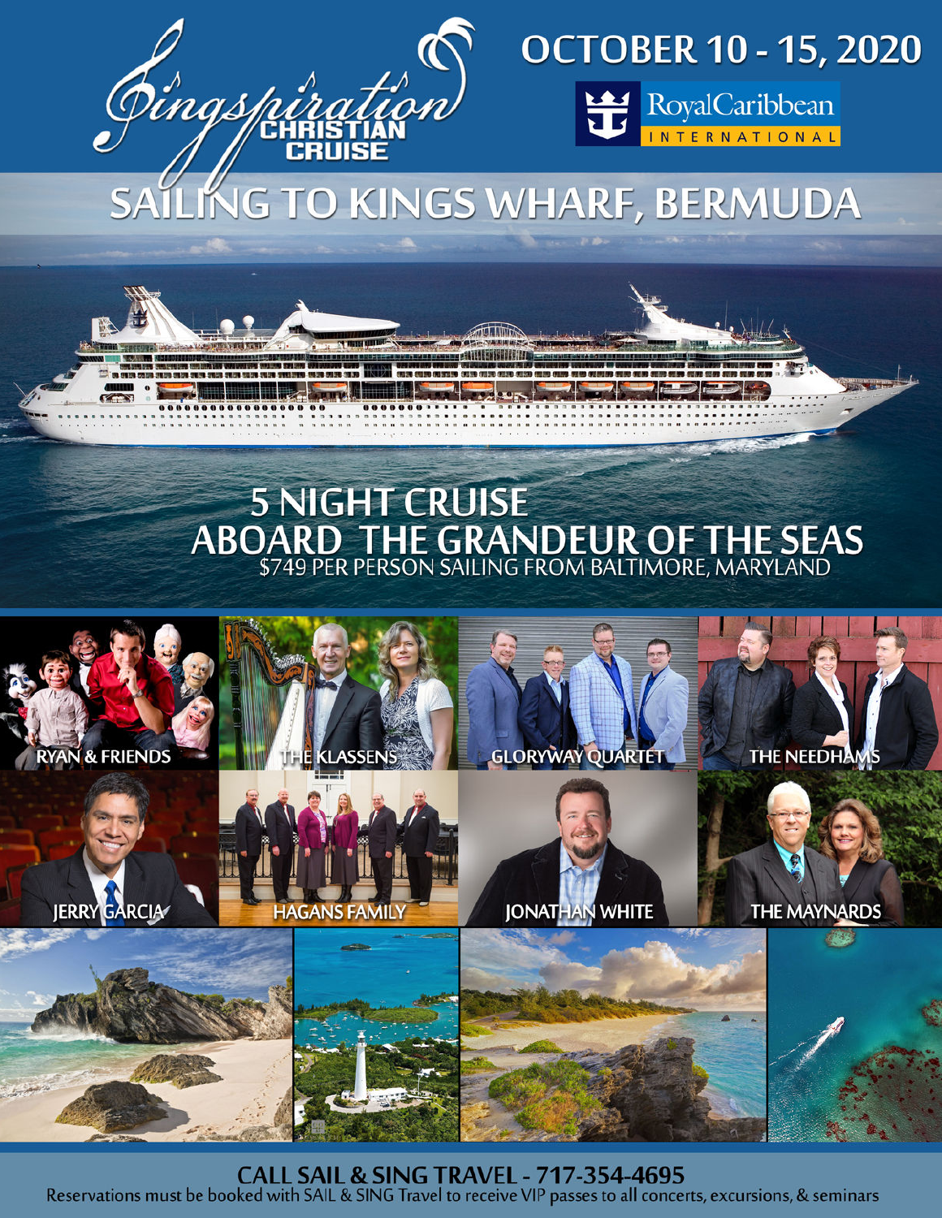# Singspiration Christian Cruise

## OCTOBER 10 - 15, 2020

Royal Caribbean International

# SAILING TO KINGS WHARF, BERMUDA

## 5 NIGHT CRUISE ABOARD THE GRANDEUR OF THE SEAS

$749 PER PERSON SAILING FROM BALTIMORE, MARYLAND

- RYAN & FRIENDS
- THE KLASSENS
- GLORYWAY QUARTET
- THE NEEDHAMS
- JERRY GARCIA
- HAGANS FAMILY
- JONATHAN WHITE
- THE MAYNARDS

**CALL SAIL & SING TRAVEL - 717-354-4695**

Reservations must be booked with SAIL & SING Travel to receive VIP passes to all concerts, excursions, & seminars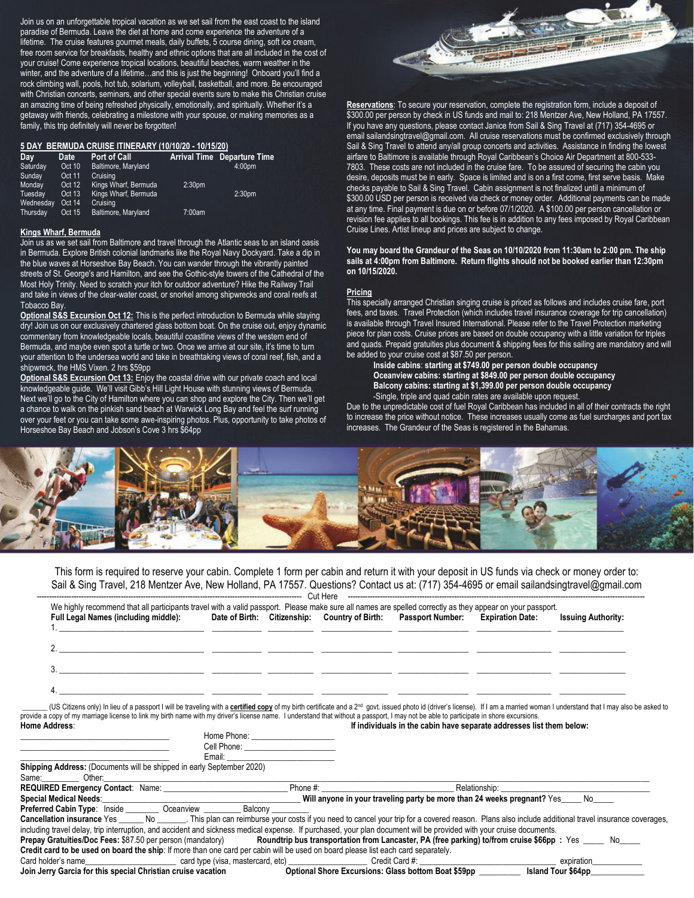Join us on an unforgettable tropical vacation as we set sail from the east coast to the island paradise of Bermuda. Leave the diet at home and come experience the adventure of a lifetime. The cruise features gourmet meals, daily buffets, 5 course dining, soft ice cream, free room service for breakfasts, healthy and ethnic options that are all included in the cost of your cruise! Come experience tropical locations, beautiful beaches, warm weather in the winter, and the adventure of a lifetime…and this is just the beginning! Onboard you'll find a rock climbing wall, pools, hot tub, solarium, volleyball, basketball, and more. Be encouraged with Christian concerts, seminars, and other special events sure to make this Christian cruise an amazing time of being refreshed physically, emotionally, and spiritually. Whether it's a getaway with friends, celebrating a milestone with your spouse, or making memories as a family, this trip definitely will never be forgotten!

## 5 DAY BERMUDA CRUISE ITINERARY (10/10/20 - 10/15/20)

| Day | Date | Port of Call | Arrival Time | Departure Time |
|---|---|---|---|---|
| Saturday | Oct 10 | Baltimore, Maryland | | 4:00pm |
| Sunday | Oct 11 | Cruising | | |
| Monday | Oct 12 | Kings Wharf, Bermuda | 2:30pm | |
| Tuesday | Oct 13 | Kings Wharf, Bermuda | | 2:30pm |
| Wednesday | Oct 14 | Cruising | | |
| Thursday | Oct 15 | Baltimore, Maryland | 7:00am | |

### Kings Wharf, Bermuda

Join us as we set sail from Baltimore and travel through the Atlantic seas to an island oasis in Bermuda. Explore British colonial landmarks like the Royal Navy Dockyard. Take a dip in the blue waves at Horseshoe Bay Beach. You can wander through the vibrantly painted streets of St. George's and Hamilton, and see the Gothic-style towers of the Cathedral of the Most Holy Trinity. Need to scratch your itch for outdoor adventure? Hike the Railway Trail and take in views of the clear-water coast, or snorkel among shipwrecks and coral reefs at Tobacco Bay.

**Optional S&S Excursion Oct 12:** This is the perfect introduction to Bermuda while staying dry! Join us on our exclusively chartered glass bottom boat. On the cruise out, enjoy dynamic commentary from knowledgeable locals, beautiful coastline views of the western end of Bermuda, and maybe even spot a turtle or two. Once we arrive at our site, it's time to turn your attention to the undersea world and take in breathtaking views of coral reef, fish, and a shipwreck, the HMS Vixen. 2 hrs $59pp

**Optional S&S Excursion Oct 13:** Enjoy the coastal drive with our private coach and local knowledgeable guide. We'll visit Gibb's Hill Light House with stunning views of Bermuda. Next we'll go to the City of Hamilton where you can shop and explore the City. Then we'll get a chance to walk on the pinkish sand beach at Warwick Long Bay and feel the surf running over your feet or you can take some awe-inspiring photos. Plus, opportunity to take photos of Horseshoe Bay Beach and Jobson's Cove 3 hrs $64pp

**Reservations**: To secure your reservation, complete the registration form, include a deposit of $300.00 per person by check in US funds and mail to: 218 Mentzer Ave, New Holland, PA 17557. If you have any questions, please contact Janice from Sail & Sing Travel at (717) 354-4695 or email sailandsingtravel@gmail.com. All cruise reservations must be confirmed exclusively through Sail & Sing Travel to attend any/all group concerts and activities. Assistance in finding the lowest airfare to Baltimore is available through Royal Caribbean's Choice Air Department at 800-533-7803. These costs are not included in the cruise fare. To be assured of securing the cabin you desire, deposits must be in early. Space is limited and is on a first come, first serve basis. Make checks payable to Sail & Sing Travel. Cabin assignment is not finalized until a minimum of $300.00 USD per person is received via check or money order. Additional payments can be made at any time. Final payment is due on or before 07/1/2020. A $100.00 per person cancellation or revision fee applies to all bookings. This fee is in addition to any fees imposed by Royal Caribbean Cruise Lines. Artist lineup and prices are subject to change.

**You may board the Grandeur of the Seas on 10/10/2020 from 11:30am to 2:00 pm. The ship sails at 4:00pm from Baltimore. Return flights should not be booked earlier than 12:30pm on 10/15/2020.**

**Pricing**

This specially arranged Christian singing cruise is priced as follows and includes cruise fare, port fees, and taxes. Travel Protection (which includes travel insurance coverage for trip cancellation) is available through Travel Insured International. Please refer to the Travel Protection marketing piece for plan costs. Cruise prices are based on double occupancy with a little variation for triples and quads. Prepaid gratuities plus document & shipping fees for this sailing are mandatory and will be added to your cruise cost at $87.50 per person.

**Inside cabins: starting at $749.00 per person double occupancy**
**Oceanview cabins: starting at $849.00 per person double occupancy**
**Balcony cabins: starting at $1,399.00 per person double occupancy**
-Single, triple and quad cabin rates are available upon request.

Due to the unpredictable cost of fuel Royal Caribbean has included in all of their contracts the right to increase the price without notice. These increases usually come as fuel surcharges and port tax increases. The Grandeur of the Seas is registered in the Bahamas.

This form is required to reserve your cabin. Complete 1 form per cabin and return it with your deposit in US funds via check or money order to: Sail & Sing Travel, 218 Mentzer Ave, New Holland, PA 17557. Questions? Contact us at: (717) 354-4695 or email sailandsingtravel@gmail.com

------------------------------------------------ Cut Here ------------------------------------------------

We highly recommend that all participants travel with a valid passport. Please make sure all names are spelled correctly as they appear on your passport.

| Full Legal Names (including middle): | Date of Birth: | Citizenship: | Country of Birth: | Passport Number: | Expiration Date: | Issuing Authority: |
|---|---|---|---|---|---|---|
| 1. | | | | | | |
| 2. | | | | | | |
| 3. | | | | | | |
| 4. | | | | | | |

_______ (US Citizens only) In lieu of a passport I will be traveling with a **certified copy** of my birth certificate and a 2nd govt. issued photo id (driver's license). If I am a married woman I understand that I may also be asked to provide a copy of my marriage license to link my birth name with my driver's license name. I understand that without a passport, I may not be able to participate in shore excursions.

**Home Address**: ______________________ Home Phone: ______________ Cell Phone: ______________ Email: ______________

**If individuals in the cabin have separate addresses list them below:**

**Shipping Address:** (Documents will be shipped in early September 2020)
Same:________ Other:______________________________

**REQUIRED Emergency Contact**: Name: ______________ Phone #: ______________ Relationship: ______________

**Special Medical Needs**:______________ **Will anyone in your traveling party be more than 24 weeks pregnant?** Yes_____ No_____

**Preferred Cabin Type**: Inside ________ Oceanview ________ Balcony ________

**Cancellation insurance** Yes ______ No _______. This plan can reimburse your costs if you need to cancel your trip for a covered reason. Plans also include additional travel insurance coverages, including travel delay, trip interruption, and accident and sickness medical expense. If purchased, your plan document will be provided with your cruise documents.

**Prepay Gratuities/Doc Fees:** $87.50 per person (mandatory) **Roundtrip bus transportation from Lancaster, PA (free parking) to/from cruise $66pp** : Yes _____ No_____

**Credit card to be used on board the ship**: If more than one card per cabin will be used on board please list each card separately.

Card holder's name______________ card type (visa, mastercard, etc) ______________ Credit Card #: ______________ expiration__________

**Join Jerry Garcia for this special Christian cruise vacation** **Optional Shore Excursions: Glass bottom Boat $59pp** __________ **Island Tour $64pp**____________